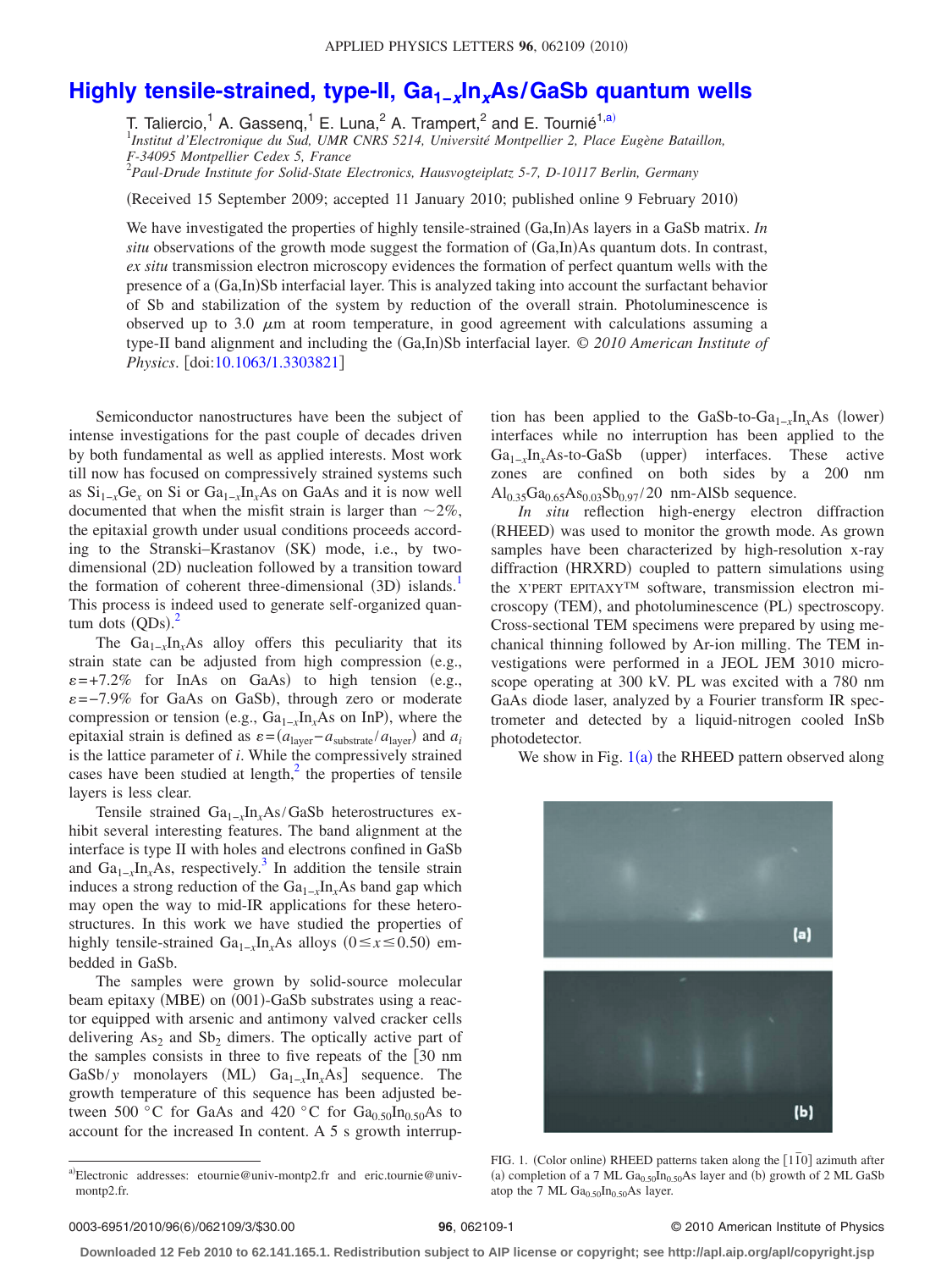# Highly tensile-strained, type-II, $Ga_{1-x}In_xAs/GaSb$ quantum wells

T. Taliercio,[1] A. Gassenq,[1] E. Luna,[2] A. Trampert,[2] and E. Tournié[1,a)]

[1]*Institut d'Electronique du Sud, UMR CNRS 5214, Université Montpellier 2, Place Eugène Bataillon, F-34095 Montpellier Cedex 5, France*
[2]*Paul-Drude Institute for Solid-State Electronics, Hausvogteiplatz 5-7, D-10117 Berlin, Germany*

(Received 15 September 2009; accepted 11 January 2010; published online 9 February 2010)

We have investigated the properties of highly tensile-strained (Ga,In)As layers in a GaSb matrix. *In situ* observations of the growth mode suggest the formation of (Ga,In)As quantum dots. In contrast, *ex situ* transmission electron microscopy evidences the formation of perfect quantum wells with the presence of a (Ga,In)Sb interfacial layer. This is analyzed taking into account the surfactant behavior of Sb and stabilization of the system by reduction of the overall strain. Photoluminescence is observed up to 3.0 $\mu$m at room temperature, in good agreement with calculations assuming a type-II band alignment and including the (Ga,In)Sb interfacial layer. © *2010 American Institute of Physics*. [doi:10.1063/1.3303821]

Semiconductor nanostructures have been the subject of intense investigations for the past couple of decades driven by both fundamental as well as applied interests. Most work till now has focused on compressively strained systems such as $Si_{1-x}Ge_x$ on Si or $Ga_{1-x}In_xAs$ on GaAs and it is now well documented that when the misfit strain is larger than ~2%, the epitaxial growth under usual conditions proceeds according to the Stranski–Krastanov (SK) mode, i.e., by two-dimensional (2D) nucleation followed by a transition toward the formation of coherent three-dimensional (3D) islands.[1] This process is indeed used to generate self-organized quantum dots (QDs).[2]

The $Ga_{1-x}In_xAs$ alloy offers this peculiarity that its strain state can be adjusted from high compression (e.g., $\varepsilon=+7.2\%$ for InAs on GaAs) to high tension (e.g., $\varepsilon=-7.9\%$ for GaAs on GaSb), through zero or moderate compression or tension (e.g., $Ga_{1-x}In_xAs$ on InP), where the epitaxial strain is defined as $\varepsilon=(a_{\text{layer}}-a_{\text{substrate}}/a_{\text{layer}})$ and $a_i$ is the lattice parameter of $i$. While the compressively strained cases have been studied at length,[2] the properties of tensile layers is less clear.

Tensile strained $Ga_{1-x}In_xAs/GaSb$ heterostructures exhibit several interesting features. The band alignment at the interface is type II with holes and electrons confined in GaSb and $Ga_{1-x}In_xAs$, respectively.[3] In addition the tensile strain induces a strong reduction of the $Ga_{1-x}In_xAs$ band gap which may open the way to mid-IR applications for these heterostructures. In this work we have studied the properties of highly tensile-strained $Ga_{1-x}In_xAs$ alloys ($0\leq x\leq 0.50$) embedded in GaSb.

The samples were grown by solid-source molecular beam epitaxy (MBE) on (001)-GaSb substrates using a reactor equipped with arsenic and antimony valved cracker cells delivering $As_2$ and $Sb_2$ dimers. The optically active part of the samples consists in three to five repeats of the [30 nm GaSb/$y$ monolayers (ML) $Ga_{1-x}In_xAs$] sequence. The growth temperature of this sequence has been adjusted between 500 °C for GaAs and 420 °C for $Ga_{0.50}In_{0.50}As$ to account for the increased In content. A 5 s growth interruption has been applied to the GaSb-to-$Ga_{1-x}In_xAs$ (lower) interfaces while no interruption has been applied to the $Ga_{1-x}In_xAs$-to-GaSb (upper) interfaces. These active zones are confined on both sides by a 200 nm $Al_{0.35}Ga_{0.65}As_{0.03}Sb_{0.97}$/20 nm-AlSb sequence.

*In situ* reflection high-energy electron diffraction (RHEED) was used to monitor the growth mode. As grown samples have been characterized by high-resolution x-ray diffraction (HRXRD) coupled to pattern simulations using the X'PERT EPITAXY™ software, transmission electron microscopy (TEM), and photoluminescence (PL) spectroscopy. Cross-sectional TEM specimens were prepared by using mechanical thinning followed by Ar-ion milling. The TEM investigations were performed in a JEOL JEM 3010 microscope operating at 300 kV. PL was excited with a 780 nm GaAs diode laser, analyzed by a Fourier transform IR spectrometer and detected by a liquid-nitrogen cooled InSb photodetector.

We show in Fig. 1(a) the RHEED pattern observed along

FIG. 1. (Color online) RHEED patterns taken along the [1$\bar{1}$0] azimuth after (a) completion of a 7 ML $Ga_{0.50}In_{0.50}As$ layer and (b) growth of 2 ML GaSb atop the 7 ML $Ga_{0.50}In_{0.50}As$ layer.

a)Electronic addresses: etournie@univ-montp2.fr and eric.tournie@univ-montp2.fr.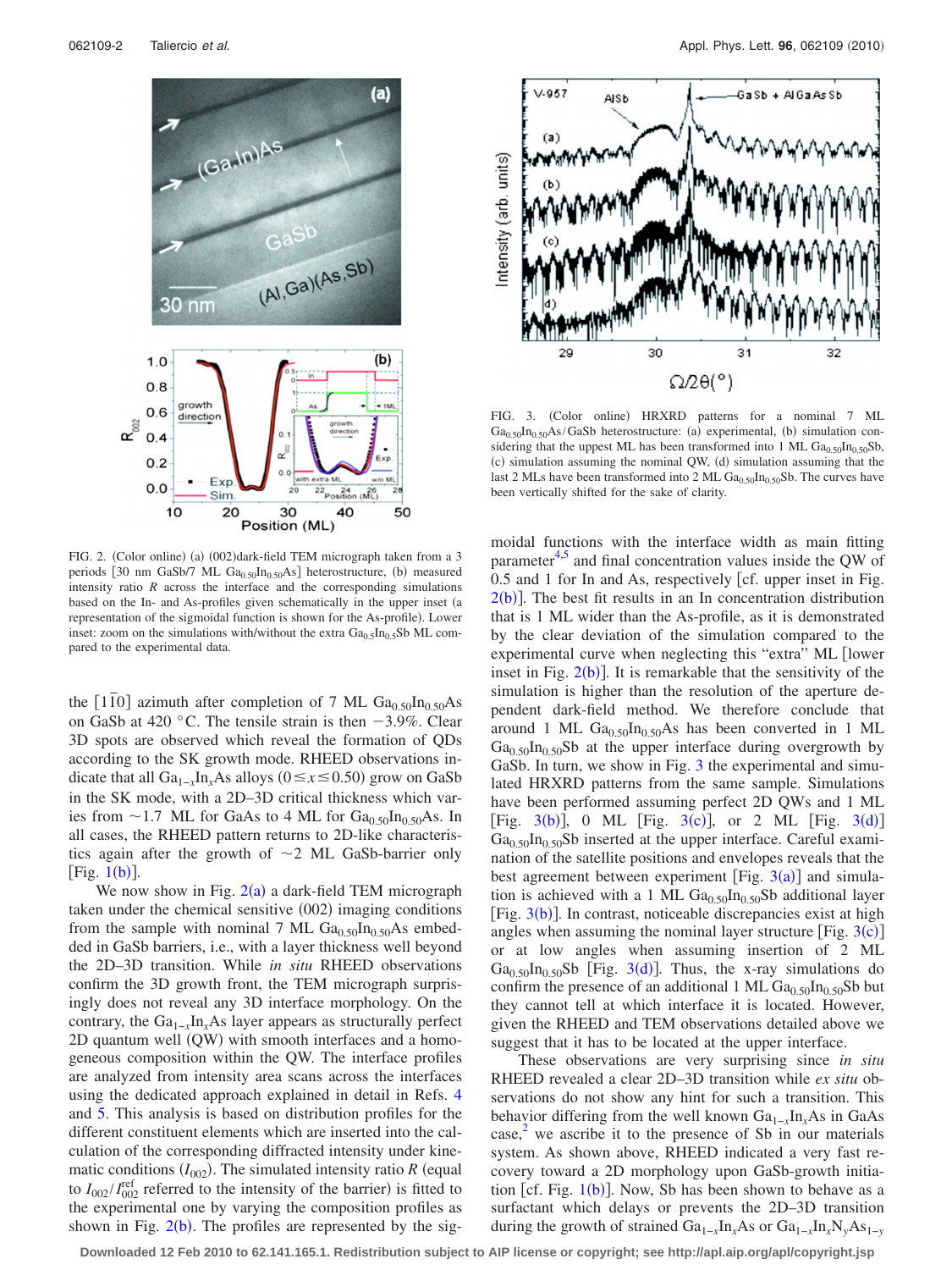FIG. 2. (Color online) (a) (002)dark-field TEM micrograph taken from a 3 periods [30 nm GaSb/7 ML $Ga_{0.50}In_{0.50}As$] heterostructure, (b) measured intensity ratio $R$ across the interface and the corresponding simulations based on the In- and As-profiles given schematically in the upper inset (a representation of the sigmoidal function is shown for the As-profile). Lower inset: zoom on the simulations with/without the extra $Ga_{0.5}In_{0.5}Sb$ ML compared to the experimental data.

FIG. 3. (Color online) HRXRD patterns for a nominal 7 ML $Ga_{0.50}In_{0.50}As$/GaSb heterostructure: (a) experimental, (b) simulation considering that the uppest ML has been transformed into 1 ML $Ga_{0.50}In_{0.50}Sb$, (c) simulation assuming the nominal QW, (d) simulation assuming that the last 2 MLs have been transformed into 2 ML $Ga_{0.50}In_{0.50}Sb$. The curves have been vertically shifted for the sake of clarity.

the $[1\bar{1}0]$ azimuth after completion of 7 ML $Ga_{0.50}In_{0.50}As$ on GaSb at 420 °C. The tensile strain is then −3.9%. Clear 3D spots are observed which reveal the formation of QDs according to the SK growth mode. RHEED observations indicate that all $Ga_{1-x}In_xAs$ alloys ($0 \leq x \leq 0.50$) grow on GaSb in the SK mode, with a 2D–3D critical thickness which varies from ~1.7 ML for GaAs to 4 ML for $Ga_{0.50}In_{0.50}As$. In all cases, the RHEED pattern returns to 2D-like characteristics again after the growth of ~2 ML GaSb-barrier only [Fig. 1(b)].

We now show in Fig. 2(a) a dark-field TEM micrograph taken under the chemical sensitive (002) imaging conditions from the sample with nominal 7 ML $Ga_{0.50}In_{0.50}As$ embedded in GaSb barriers, i.e., with a layer thickness well beyond the 2D–3D transition. While *in situ* RHEED observations confirm the 3D growth front, the TEM micrograph surprisingly does not reveal any 3D interface morphology. On the contrary, the $Ga_{1-x}In_xAs$ layer appears as structurally perfect 2D quantum well (QW) with smooth interfaces and a homogeneous composition within the QW. The interface profiles are analyzed from intensity area scans across the interfaces using the dedicated approach explained in detail in Refs. 4 and 5. This analysis is based on distribution profiles for the different constituent elements which are inserted into the calculation of the corresponding diffracted intensity under kinematic conditions ($I_{002}$). The simulated intensity ratio $R$ (equal to $I_{002}/I_{002}^{\mathrm{ref}}$ referred to the intensity of the barrier) is fitted to the experimental one by varying the composition profiles as shown in Fig. 2(b). The profiles are represented by the sigmoidal functions with the interface width as main fitting parameter[4,5] and final concentration values inside the QW of 0.5 and 1 for In and As, respectively [cf. upper inset in Fig. 2(b)]. The best fit results in an In concentration distribution that is 1 ML wider than the As-profile, as it is demonstrated by the clear deviation of the simulation compared to the experimental curve when neglecting this "extra" ML [lower inset in Fig. 2(b)]. It is remarkable that the sensitivity of the simulation is higher than the resolution of the aperture dependent dark-field method. We therefore conclude that around 1 ML $Ga_{0.50}In_{0.50}As$ has been converted in 1 ML $Ga_{0.50}In_{0.50}Sb$ at the upper interface during overgrowth by GaSb. In turn, we show in Fig. 3 the experimental and simulated HRXRD patterns from the same sample. Simulations have been performed assuming perfect 2D QWs and 1 ML [Fig. 3(b)], 0 ML [Fig. 3(c)], or 2 ML [Fig. 3(d)] $Ga_{0.50}In_{0.50}Sb$ inserted at the upper interface. Careful examination of the satellite positions and envelopes reveals that the best agreement between experiment [Fig. 3(a)] and simulation is achieved with a 1 ML $Ga_{0.50}In_{0.50}Sb$ additional layer [Fig. 3(b)]. In contrast, noticeable discrepancies exist at high angles when assuming the nominal layer structure [Fig. 3(c)] or at low angles when assuming insertion of 2 ML $Ga_{0.50}In_{0.50}Sb$ [Fig. 3(d)]. Thus, the x-ray simulations do confirm the presence of an additional 1 ML $Ga_{0.50}In_{0.50}Sb$ but they cannot tell at which interface it is located. However, given the RHEED and TEM observations detailed above we suggest that it has to be located at the upper interface.

These observations are very surprising since *in situ* RHEED revealed a clear 2D–3D transition while *ex situ* observations do not show any hint for such a transition. This behavior differing from the well known $Ga_{1-x}In_xAs$ in GaAs case,[2] we ascribe it to the presence of Sb in our materials system. As shown above, RHEED indicated a very fast recovery toward a 2D morphology upon GaSb-growth initiation [cf. Fig. 1(b)]. Now, Sb has been shown to behave as a surfactant which delays or prevents the 2D–3D transition during the growth of strained $Ga_{1-x}In_xAs$ or $Ga_{1-x}In_xN_yAs_{1-y}$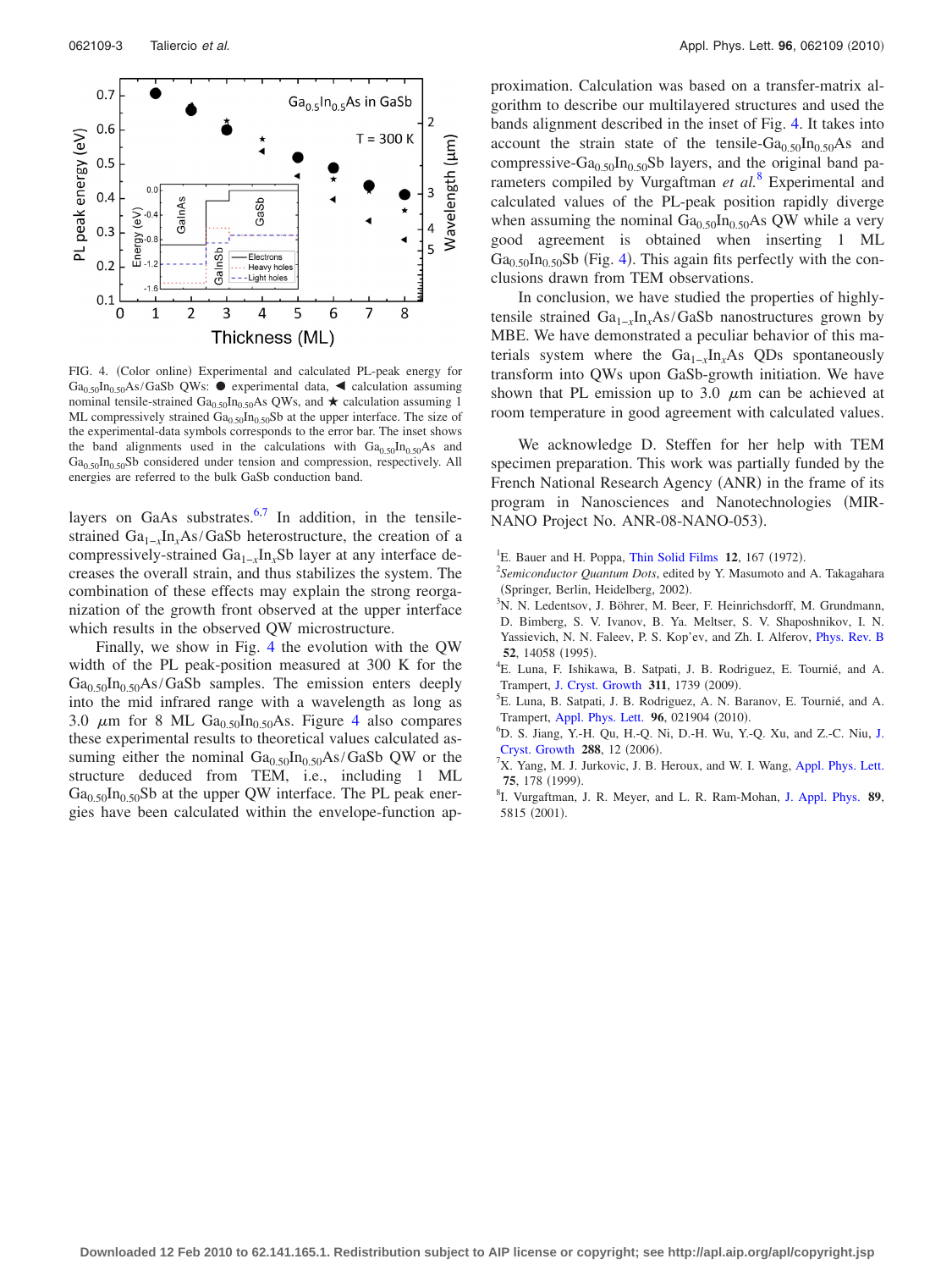$Ga_{0.5}In_{0.5}As$ in GaSb

T = 300 K

PL peak energy (eV)

Wavelength (μm)

Thickness (ML)

0.7
0.6
0.5
0.4
0.3
0.2
0.1

0 1 2 3 4 5 6 7 8

2
3
4
5

Energy (eV)
0.0
-0.4
-0.8
-1.2
-1.6

GaInAs
GaSb
GaInSb

Electrons
Heavy holes
Light holes

FIG. 4. (Color online) Experimental and calculated PL-peak energy for $Ga_{0.50}In_{0.50}As$/GaSb QWs: ● experimental data, ◀ calculation assuming nominal tensile-strained $Ga_{0.50}In_{0.50}As$ QWs, and ★ calculation assuming 1 ML compressively strained $Ga_{0.50}In_{0.50}Sb$ at the upper interface. The size of the experimental-data symbols corresponds to the error bar. The inset shows the band alignments used in the calculations with $Ga_{0.50}In_{0.50}As$ and $Ga_{0.50}In_{0.50}Sb$ considered under tension and compression, respectively. All energies are referred to the bulk GaSb conduction band.

layers on GaAs substrates.[6,7] In addition, in the tensile-strained $Ga_{1-x}In_xAs$/GaSb heterostructure, the creation of a compressively-strained $Ga_{1-x}In_xSb$ layer at any interface decreases the overall strain, and thus stabilizes the system. The combination of these effects may explain the strong reorganization of the growth front observed at the upper interface which results in the observed QW microstructure.

Finally, we show in Fig. 4 the evolution with the QW width of the PL peak-position measured at 300 K for the $Ga_{0.50}In_{0.50}As$/GaSb samples. The emission enters deeply into the mid infrared range with a wavelength as long as 3.0 $\mu$m for 8 ML $Ga_{0.50}In_{0.50}As$. Figure 4 also compares these experimental results to theoretical values calculated assuming either the nominal $Ga_{0.50}In_{0.50}As$/GaSb QW or the structure deduced from TEM, i.e., including 1 ML $Ga_{0.50}In_{0.50}Sb$ at the upper QW interface. The PL peak energies have been calculated within the envelope-function approximation. Calculation was based on a transfer-matrix algorithm to describe our multilayered structures and used the bands alignment described in the inset of Fig. 4. It takes into account the strain state of the tensile-$Ga_{0.50}In_{0.50}As$ and compressive-$Ga_{0.50}In_{0.50}Sb$ layers, and the original band parameters compiled by Vurgaftman *et al.*[8] Experimental and calculated values of the PL-peak position rapidly diverge when assuming the nominal $Ga_{0.50}In_{0.50}As$ QW while a very good agreement is obtained when inserting 1 ML $Ga_{0.50}In_{0.50}Sb$ (Fig. 4). This again fits perfectly with the conclusions drawn from TEM observations.

In conclusion, we have studied the properties of highly-tensile strained $Ga_{1-x}In_xAs$/GaSb nanostructures grown by MBE. We have demonstrated a peculiar behavior of this materials system where the $Ga_{1-x}In_xAs$ QDs spontaneously transform into QWs upon GaSb-growth initiation. We have shown that PL emission up to 3.0 $\mu$m can be achieved at room temperature in good agreement with calculated values.

We acknowledge D. Steffen for her help with TEM specimen preparation. This work was partially funded by the French National Research Agency (ANR) in the frame of its program in Nanosciences and Nanotechnologies (MIR-NANO Project No. ANR-08-NANO-053).

[1] E. Bauer and H. Poppa, Thin Solid Films **12**, 167 (1972).
[2] *Semiconductor Quantum Dots*, edited by Y. Masumoto and A. Takagahara (Springer, Berlin, Heidelberg, 2002).
[3] N. N. Ledentsov, J. Böhrer, M. Beer, F. Heinrichsdorff, M. Grundmann, D. Bimberg, S. V. Ivanov, B. Ya. Meltser, S. V. Shaposhnikov, I. N. Yassievich, N. N. Faleev, P. S. Kop'ev, and Zh. I. Alferov, Phys. Rev. B **52**, 14058 (1995).
[4] E. Luna, F. Ishikawa, B. Satpati, J. B. Rodriguez, E. Tournié, and A. Trampert, J. Cryst. Growth **311**, 1739 (2009).
[5] E. Luna, B. Satpati, J. B. Rodriguez, A. N. Baranov, E. Tournié, and A. Trampert, Appl. Phys. Lett. **96**, 021904 (2010).
[6] D. S. Jiang, Y.-H. Qu, H.-Q. Ni, D.-H. Wu, Y.-Q. Xu, and Z.-C. Niu, J. Cryst. Growth **288**, 12 (2006).
[7] X. Yang, M. J. Jurkovic, J. B. Heroux, and W. I. Wang, Appl. Phys. Lett. **75**, 178 (1999).
[8] I. Vurgaftman, J. R. Meyer, and L. R. Ram-Mohan, J. Appl. Phys. **89**, 5815 (2001).